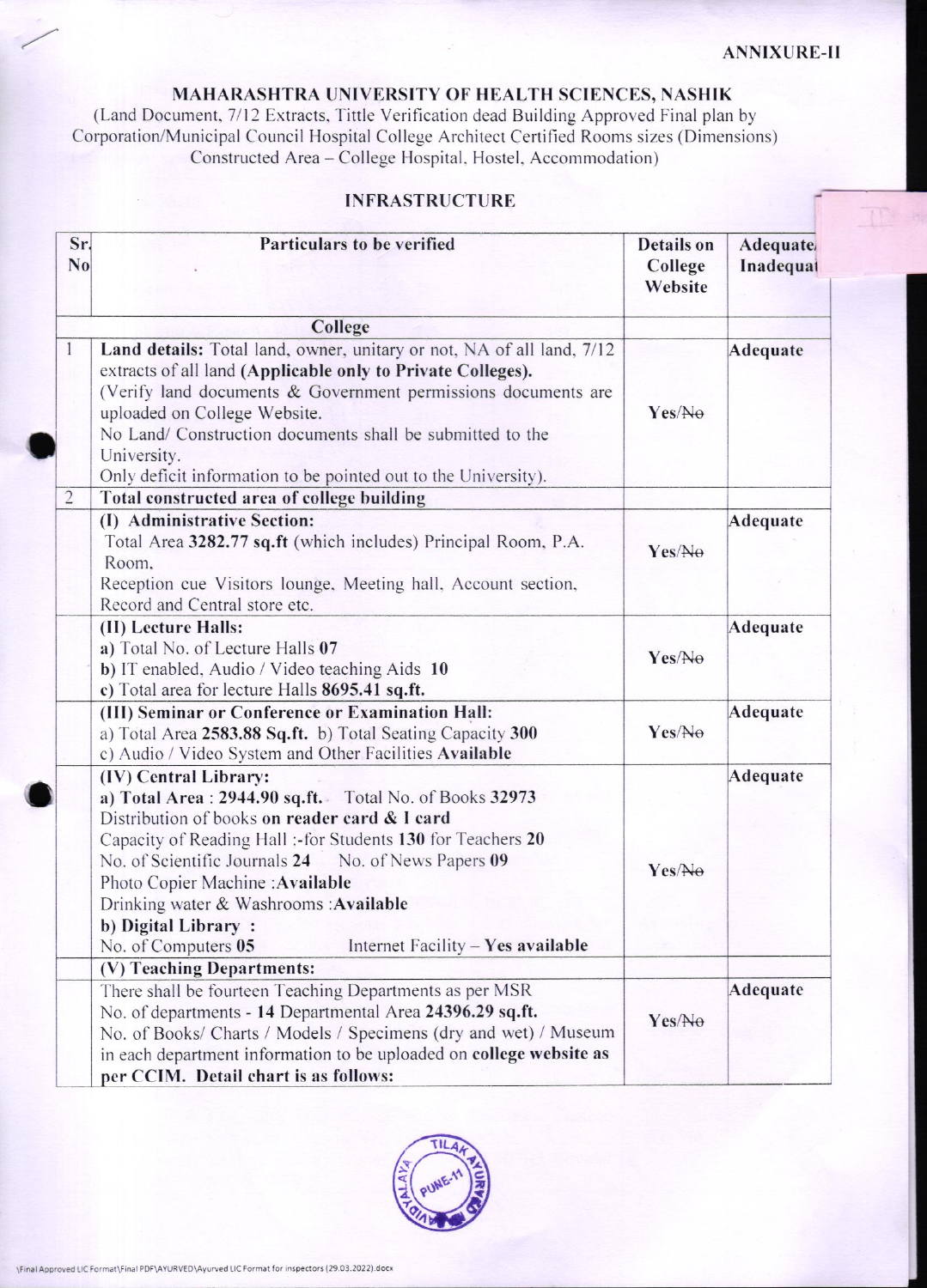ANNIXURE-II

## MAHARASHTRA UNIVERSITY OF HEALTH SCIENCES, NASHIK

(Land Document, 7/12 Extracts, Tittle Verification dead Building Approved Final plan by Corporation/Municipal Council Hospital College Architect Certified Rooms sizes (Dimensions) Constructed Area – College Hospital, Hostel, Accommodation)

### INFRASTRUCTURE

| Sr. No | Particulars to be verified | Details on College Website | Adequate/ Inadequat |
|---|---|---|---|
| | **College** | | |
| 1 | **Land details:** Total land, owner, unitary or not, NA of all land, 7/12 extracts of all land **(Applicable only to Private Colleges).** (Verify land documents & Government permissions documents are uploaded on College Website. No Land/ Construction documents shall be submitted to the University. Only deficit information to be pointed out to the University). | Yes/~~No~~ | **Adequate** |
| 2 | **Total constructed area of college building** | | |
| | **(I) Administrative Section:** Total Area **3282.77 sq.ft** (which includes) Principal Room, P.A. Room, Reception cue Visitors lounge, Meeting hall, Account section, Record and Central store etc. | Yes/~~No~~ | **Adequate** |
| | **(II) Lecture Halls:** **a)** Total No. of Lecture Halls **07** **b)** IT enabled, Audio / Video teaching Aids **10** **c)** Total area for lecture Halls **8695.41 sq.ft.** | Yes/~~No~~ | **Adequate** |
| | **(III) Seminar or Conference or Examination Hall:** a) Total Area **2583.88 Sq.ft.** b) Total Seating Capacity **300** c) Audio / Video System and Other Facilities **Available** | Yes/~~No~~ | **Adequate** |
| | **(IV) Central Library:** **a) Total Area** : **2944.90 sq.ft.** Total No. of Books **32973** Distribution of books **on reader card & I card** Capacity of Reading Hall :-for Students **130** for Teachers **20** No. of Scientific Journals **24** No. of News Papers **09** Photo Copier Machine :**Available** Drinking water & Washrooms :**Available** **b) Digital Library :** No. of Computers **05** Internet Facility – **Yes available** | Yes/~~No~~ | **Adequate** |
| | **(V) Teaching Departments:** | | |
| | There shall be fourteen Teaching Departments as per MSR No. of departments - **14** Departmental Area **24396.29 sq.ft.** No. of Books/ Charts / Models / Specimens (dry and wet) / Museum in each department information to be uploaded on **college website as per CCIM. Detail chart is as follows:** | Yes/~~No~~ | **Adequate** |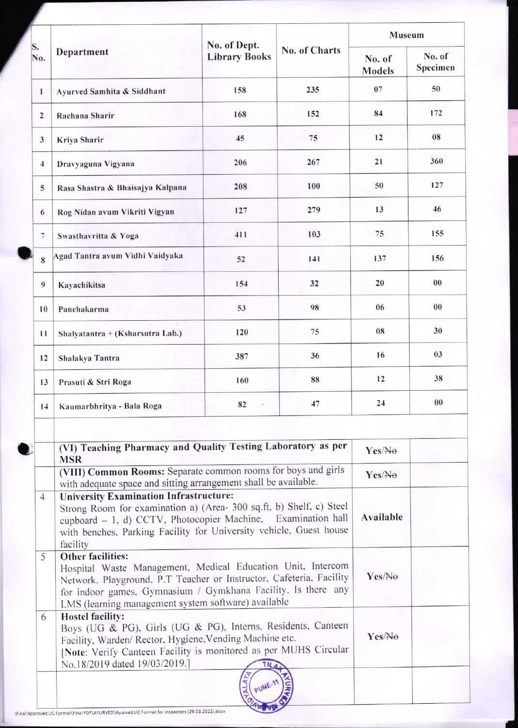| S. No. | Department | No. of Dept. Library Books | No. of Charts | Museum | |
|---|---|---|---|---|---|
| | | | | No. of Models | No. of Specimen |
| 1 | Ayurved Samhita & Siddhant | 158 | 235 | 07 | 50 |
| 2 | Rachana Sharir | 168 | 152 | 84 | 172 |
| 3 | Kriya Sharir | 45 | 75 | 12 | 08 |
| 4 | Dravyaguna Vigyana | 206 | 267 | 21 | 360 |
| 5 | Rasa Shastra & Bhaisajya Kalpana | 208 | 100 | 50 | 127 |
| 6 | Rog Nidan avum Vikriti Vigyan | 127 | 279 | 13 | 46 |
| 7 | Swasthavritta & Yoga | 411 | 103 | 75 | 155 |
| 8 | Agad Tantra avum Vidhi Vaidyaka | 52 | 141 | 137 | 156 |
| 9 | Kayachikitsa | 154 | 32 | 20 | 00 |
| 10 | Panchakarma | 53 | 98 | 06 | 00 |
| 11 | Shalyatantra + (Ksharsutra Lab.) | 120 | 75 | 08 | 30 |
| 12 | Shalakya Tantra | 387 | 36 | 16 | 03 |
| 13 | Prasuti & Stri Roga | 160 | 88 | 12 | 38 |
| 14 | Kaumarbhritya - Bala Roga | 82 | 47 | 24 | 00 |

| | | | |
|---|---|---|---|
| | **(VI) Teaching Pharmacy and Quality Testing Laboratory as per MSR** | Yes/~~No~~ | |
| | **(VIII) Common Rooms:** Separate common rooms for boys and girls with adequate space and sitting arrangement shall be available. | Yes/~~No~~ | |
| 4 | **University Examination Infrastructure:** Strong Room for examination a) (Area- 300 sq.ft, b) Shelf, c) Steel cupboard – 1, d) CCTV, Photocopier Machine, Examination hall with benches, Parking Facility for University vehicle, Guest house facility | Available | |
| 5 | **Other facilities:** Hospital Waste Management, Medical Education Unit, Intercom Network, Playground, P.T Teacher or Instructor, Cafeteria, Facility for indoor games, Gymnasium / Gymkhana Facility, Is there any LMS (learning management system software) available | Yes/~~No~~ | |
| 6 | **Hostel facility:** Boys (UG & PG), Girls (UG & PG), Interns, Residents, Canteen Facility, Warden/ Rector, Hygiene,Vending Machine etc. [**Note**: Verify Canteen Facility is monitored as per MUHS Circular No.18/2019 dated 19/03/2019.] | Yes/~~No~~ | |
| | | | |